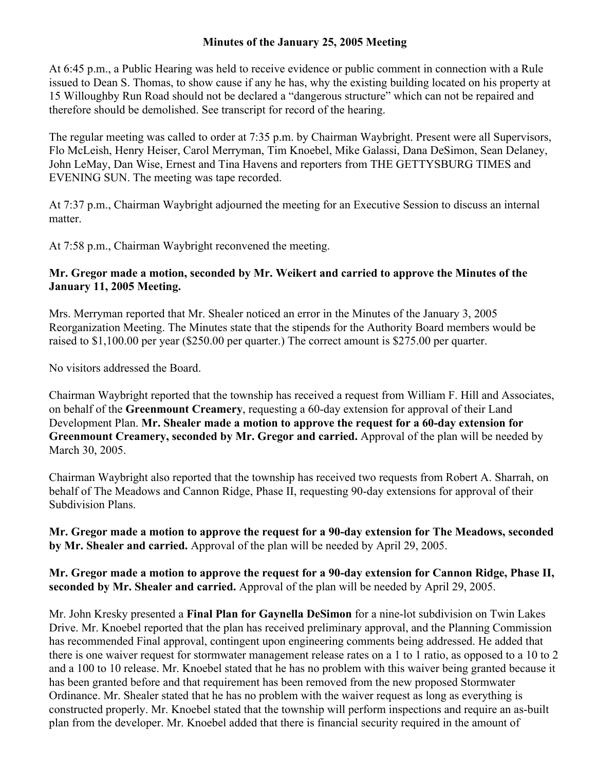**Minutes of the January 25, 2005 Meeting**

At 6:45 p.m., a Public Hearing was held to receive evidence or public comment in connection with a Rule issued to Dean S. Thomas, to show cause if any he has, why the existing building located on his property at 15 Willoughby Run Road should not be declared a "dangerous structure" which can not be repaired and therefore should be demolished. See transcript for record of the hearing.

The regular meeting was called to order at 7:35 p.m. by Chairman Waybright. Present were all Supervisors, Flo McLeish, Henry Heiser, Carol Merryman, Tim Knoebel, Mike Galassi, Dana DeSimon, Sean Delaney, John LeMay, Dan Wise, Ernest and Tina Havens and reporters from THE GETTYSBURG TIMES and EVENING SUN. The meeting was tape recorded.

At 7:37 p.m., Chairman Waybright adjourned the meeting for an Executive Session to discuss an internal matter.

At 7:58 p.m., Chairman Waybright reconvened the meeting.

**Mr. Gregor made a motion, seconded by Mr. Weikert and carried to approve the Minutes of the January 11, 2005 Meeting.**

Mrs. Merryman reported that Mr. Shealer noticed an error in the Minutes of the January 3, 2005 Reorganization Meeting. The Minutes state that the stipends for the Authority Board members would be raised to $1,100.00 per year ($250.00 per quarter.) The correct amount is $275.00 per quarter.

No visitors addressed the Board.

Chairman Waybright reported that the township has received a request from William F. Hill and Associates, on behalf of the **Greenmount Creamery**, requesting a 60-day extension for approval of their Land Development Plan. **Mr. Shealer made a motion to approve the request for a 60-day extension for Greenmount Creamery, seconded by Mr. Gregor and carried.** Approval of the plan will be needed by March 30, 2005.

Chairman Waybright also reported that the township has received two requests from Robert A. Sharrah, on behalf of The Meadows and Cannon Ridge, Phase II, requesting 90-day extensions for approval of their Subdivision Plans.

**Mr. Gregor made a motion to approve the request for a 90-day extension for The Meadows, seconded by Mr. Shealer and carried.** Approval of the plan will be needed by April 29, 2005.

**Mr. Gregor made a motion to approve the request for a 90-day extension for Cannon Ridge, Phase II, seconded by Mr. Shealer and carried.** Approval of the plan will be needed by April 29, 2005.

Mr. John Kresky presented a **Final Plan for Gaynella DeSimon** for a nine-lot subdivision on Twin Lakes Drive. Mr. Knoebel reported that the plan has received preliminary approval, and the Planning Commission has recommended Final approval, contingent upon engineering comments being addressed. He added that there is one waiver request for stormwater management release rates on a 1 to 1 ratio, as opposed to a 10 to 2 and a 100 to 10 release. Mr. Knoebel stated that he has no problem with this waiver being granted because it has been granted before and that requirement has been removed from the new proposed Stormwater Ordinance. Mr. Shealer stated that he has no problem with the waiver request as long as everything is constructed properly. Mr. Knoebel stated that the township will perform inspections and require an as-built plan from the developer. Mr. Knoebel added that there is financial security required in the amount of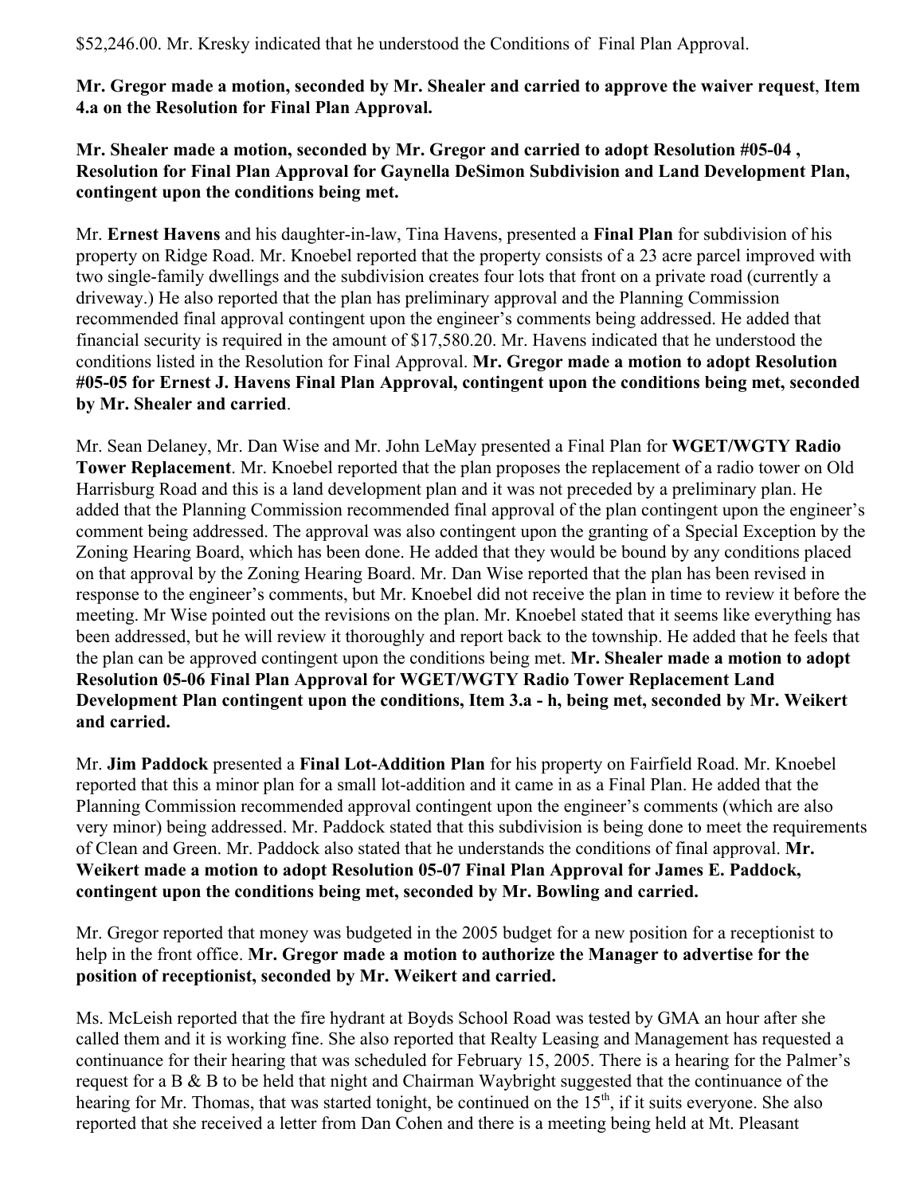$52,246.00. Mr. Kresky indicated that he understood the Conditions of Final Plan Approval.

**Mr. Gregor made a motion, seconded by Mr. Shealer and carried to approve the waiver request**, **Item 4.a on the Resolution for Final Plan Approval.**

**Mr. Shealer made a motion, seconded by Mr. Gregor and carried to adopt Resolution #05-04 , Resolution for Final Plan Approval for Gaynella DeSimon Subdivision and Land Development Plan, contingent upon the conditions being met.**

Mr. **Ernest Havens** and his daughter-in-law, Tina Havens, presented a **Final Plan** for subdivision of his property on Ridge Road. Mr. Knoebel reported that the property consists of a 23 acre parcel improved with two single-family dwellings and the subdivision creates four lots that front on a private road (currently a driveway.) He also reported that the plan has preliminary approval and the Planning Commission recommended final approval contingent upon the engineer's comments being addressed. He added that financial security is required in the amount of $17,580.20. Mr. Havens indicated that he understood the conditions listed in the Resolution for Final Approval. **Mr. Gregor made a motion to adopt Resolution #05-05 for Ernest J. Havens Final Plan Approval, contingent upon the conditions being met, seconded by Mr. Shealer and carried**.

Mr. Sean Delaney, Mr. Dan Wise and Mr. John LeMay presented a Final Plan for **WGET/WGTY Radio Tower Replacement**. Mr. Knoebel reported that the plan proposes the replacement of a radio tower on Old Harrisburg Road and this is a land development plan and it was not preceded by a preliminary plan. He added that the Planning Commission recommended final approval of the plan contingent upon the engineer's comment being addressed. The approval was also contingent upon the granting of a Special Exception by the Zoning Hearing Board, which has been done. He added that they would be bound by any conditions placed on that approval by the Zoning Hearing Board. Mr. Dan Wise reported that the plan has been revised in response to the engineer's comments, but Mr. Knoebel did not receive the plan in time to review it before the meeting. Mr Wise pointed out the revisions on the plan. Mr. Knoebel stated that it seems like everything has been addressed, but he will review it thoroughly and report back to the township. He added that he feels that the plan can be approved contingent upon the conditions being met. **Mr. Shealer made a motion to adopt Resolution 05-06 Final Plan Approval for WGET/WGTY Radio Tower Replacement Land Development Plan contingent upon the conditions, Item 3.a - h, being met, seconded by Mr. Weikert and carried.**

Mr. **Jim Paddock** presented a **Final Lot-Addition Plan** for his property on Fairfield Road. Mr. Knoebel reported that this a minor plan for a small lot-addition and it came in as a Final Plan. He added that the Planning Commission recommended approval contingent upon the engineer's comments (which are also very minor) being addressed. Mr. Paddock stated that this subdivision is being done to meet the requirements of Clean and Green. Mr. Paddock also stated that he understands the conditions of final approval. **Mr. Weikert made a motion to adopt Resolution 05-07 Final Plan Approval for James E. Paddock, contingent upon the conditions being met, seconded by Mr. Bowling and carried.**

Mr. Gregor reported that money was budgeted in the 2005 budget for a new position for a receptionist to help in the front office. **Mr. Gregor made a motion to authorize the Manager to advertise for the position of receptionist, seconded by Mr. Weikert and carried.**

Ms. McLeish reported that the fire hydrant at Boyds School Road was tested by GMA an hour after she called them and it is working fine. She also reported that Realty Leasing and Management has requested a continuance for their hearing that was scheduled for February 15, 2005. There is a hearing for the Palmer's request for a B & B to be held that night and Chairman Waybright suggested that the continuance of the hearing for Mr. Thomas, that was started tonight, be continued on the 15th, if it suits everyone. She also reported that she received a letter from Dan Cohen and there is a meeting being held at Mt. Pleasant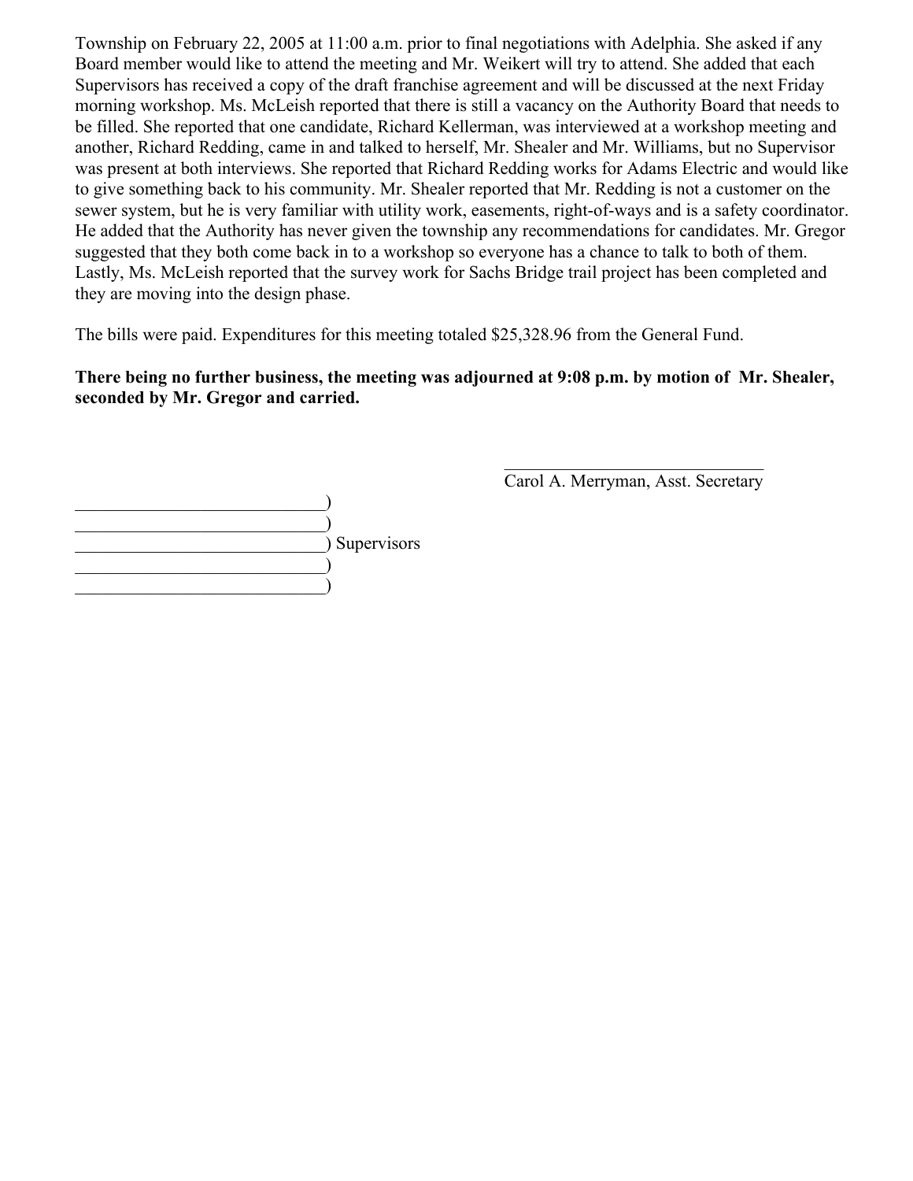Township on February 22, 2005 at 11:00 a.m. prior to final negotiations with Adelphia. She asked if any Board member would like to attend the meeting and Mr. Weikert will try to attend. She added that each Supervisors has received a copy of the draft franchise agreement and will be discussed at the next Friday morning workshop. Ms. McLeish reported that there is still a vacancy on the Authority Board that needs to be filled. She reported that one candidate, Richard Kellerman, was interviewed at a workshop meeting and another, Richard Redding, came in and talked to herself, Mr. Shealer and Mr. Williams, but no Supervisor was present at both interviews. She reported that Richard Redding works for Adams Electric and would like to give something back to his community. Mr. Shealer reported that Mr. Redding is not a customer on the sewer system, but he is very familiar with utility work, easements, right-of-ways and is a safety coordinator. He added that the Authority has never given the township any recommendations for candidates. Mr. Gregor suggested that they both come back in to a workshop so everyone has a chance to talk to both of them. Lastly, Ms. McLeish reported that the survey work for Sachs Bridge trail project has been completed and they are moving into the design phase.

The bills were paid. Expenditures for this meeting totaled $25,328.96 from the General Fund.

**There being no further business, the meeting was adjourned at 9:08 p.m. by motion of Mr. Shealer, seconded by Mr. Gregor and carried.**

______________________________
Carol A. Merryman, Asst. Secretary

______________________________)
______________________________)
______________________________) Supervisors
______________________________)
______________________________)